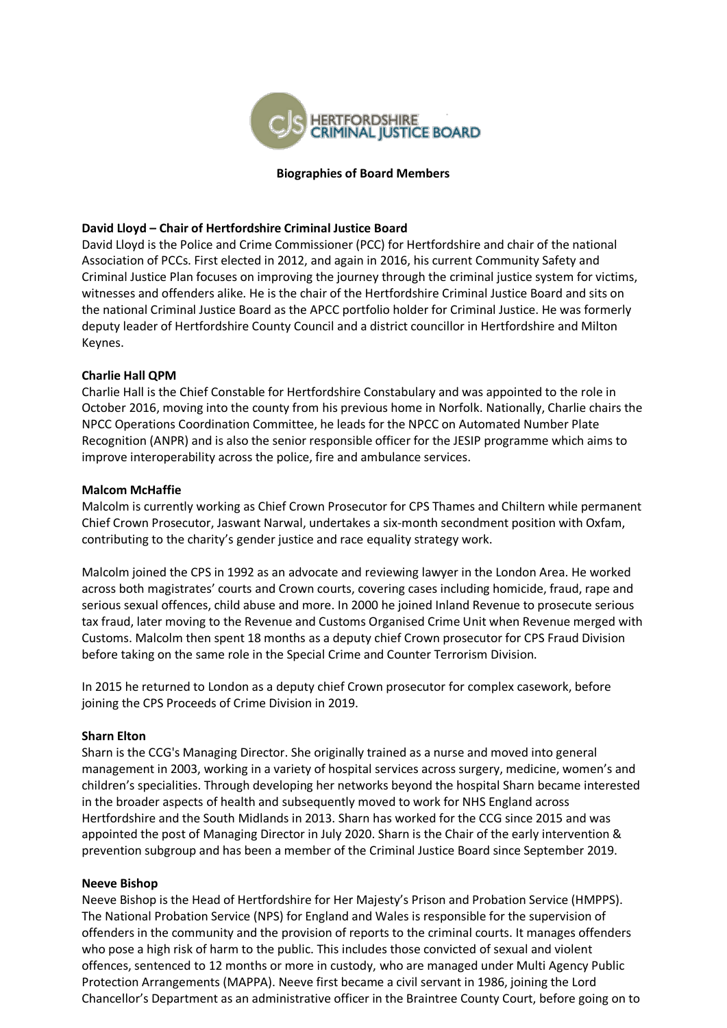HERTFORDSHIRE CRIMINAL JUSTICE BOARD

**Biographies of Board Members**

**David Lloyd – Chair of Hertfordshire Criminal Justice Board**

David Lloyd is the Police and Crime Commissioner (PCC) for Hertfordshire and chair of the national Association of PCCs. First elected in 2012, and again in 2016, his current Community Safety and Criminal Justice Plan focuses on improving the journey through the criminal justice system for victims, witnesses and offenders alike. He is the chair of the Hertfordshire Criminal Justice Board and sits on the national Criminal Justice Board as the APCC portfolio holder for Criminal Justice. He was formerly deputy leader of Hertfordshire County Council and a district councillor in Hertfordshire and Milton Keynes.

**Charlie Hall QPM**

Charlie Hall is the Chief Constable for Hertfordshire Constabulary and was appointed to the role in October 2016, moving into the county from his previous home in Norfolk. Nationally, Charlie chairs the NPCC Operations Coordination Committee, he leads for the NPCC on Automated Number Plate Recognition (ANPR) and is also the senior responsible officer for the JESIP programme which aims to improve interoperability across the police, fire and ambulance services.

**Malcom McHaffie**

Malcolm is currently working as Chief Crown Prosecutor for CPS Thames and Chiltern while permanent Chief Crown Prosecutor, Jaswant Narwal, undertakes a six-month secondment position with Oxfam, contributing to the charity's gender justice and race equality strategy work.

Malcolm joined the CPS in 1992 as an advocate and reviewing lawyer in the London Area. He worked across both magistrates' courts and Crown courts, covering cases including homicide, fraud, rape and serious sexual offences, child abuse and more. In 2000 he joined Inland Revenue to prosecute serious tax fraud, later moving to the Revenue and Customs Organised Crime Unit when Revenue merged with Customs. Malcolm then spent 18 months as a deputy chief Crown prosecutor for CPS Fraud Division before taking on the same role in the Special Crime and Counter Terrorism Division.

In 2015 he returned to London as a deputy chief Crown prosecutor for complex casework, before joining the CPS Proceeds of Crime Division in 2019.

**Sharn Elton**

Sharn is the CCG's Managing Director. She originally trained as a nurse and moved into general management in 2003, working in a variety of hospital services across surgery, medicine, women's and children's specialities. Through developing her networks beyond the hospital Sharn became interested in the broader aspects of health and subsequently moved to work for NHS England across Hertfordshire and the South Midlands in 2013. Sharn has worked for the CCG since 2015 and was appointed the post of Managing Director in July 2020. Sharn is the Chair of the early intervention & prevention subgroup and has been a member of the Criminal Justice Board since September 2019.

**Neeve Bishop**

Neeve Bishop is the Head of Hertfordshire for Her Majesty's Prison and Probation Service (HMPPS). The National Probation Service (NPS) for England and Wales is responsible for the supervision of offenders in the community and the provision of reports to the criminal courts. It manages offenders who pose a high risk of harm to the public. This includes those convicted of sexual and violent offences, sentenced to 12 months or more in custody, who are managed under Multi Agency Public Protection Arrangements (MAPPA). Neeve first became a civil servant in 1986, joining the Lord Chancellor's Department as an administrative officer in the Braintree County Court, before going on to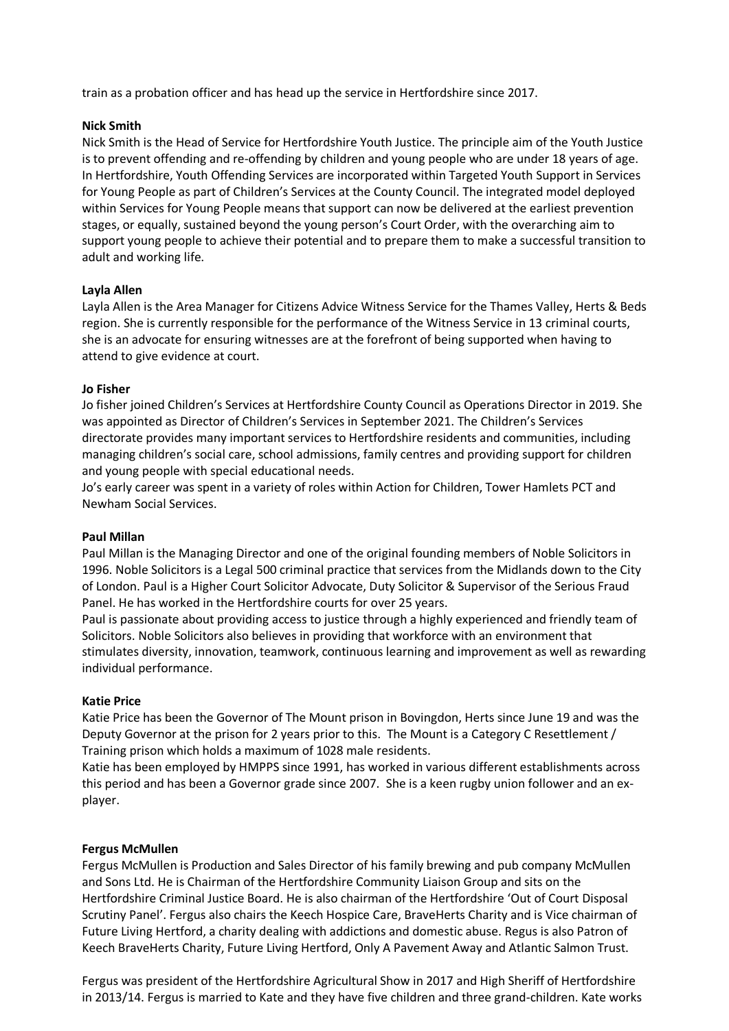train as a probation officer and has head up the service in Hertfordshire since 2017.

**Nick Smith**

Nick Smith is the Head of Service for Hertfordshire Youth Justice. The principle aim of the Youth Justice is to prevent offending and re-offending by children and young people who are under 18 years of age. In Hertfordshire, Youth Offending Services are incorporated within Targeted Youth Support in Services for Young People as part of Children's Services at the County Council. The integrated model deployed within Services for Young People means that support can now be delivered at the earliest prevention stages, or equally, sustained beyond the young person's Court Order, with the overarching aim to support young people to achieve their potential and to prepare them to make a successful transition to adult and working life.

**Layla Allen**

Layla Allen is the Area Manager for Citizens Advice Witness Service for the Thames Valley, Herts & Beds region. She is currently responsible for the performance of the Witness Service in 13 criminal courts, she is an advocate for ensuring witnesses are at the forefront of being supported when having to attend to give evidence at court.

**Jo Fisher**

Jo fisher joined Children's Services at Hertfordshire County Council as Operations Director in 2019. She was appointed as Director of Children's Services in September 2021. The Children's Services directorate provides many important services to Hertfordshire residents and communities, including managing children's social care, school admissions, family centres and providing support for children and young people with special educational needs.

Jo's early career was spent in a variety of roles within Action for Children, Tower Hamlets PCT and Newham Social Services.

**Paul Millan**

Paul Millan is the Managing Director and one of the original founding members of Noble Solicitors in 1996. Noble Solicitors is a Legal 500 criminal practice that services from the Midlands down to the City of London. Paul is a Higher Court Solicitor Advocate, Duty Solicitor & Supervisor of the Serious Fraud Panel. He has worked in the Hertfordshire courts for over 25 years.

Paul is passionate about providing access to justice through a highly experienced and friendly team of Solicitors. Noble Solicitors also believes in providing that workforce with an environment that stimulates diversity, innovation, teamwork, continuous learning and improvement as well as rewarding individual performance.

**Katie Price**

Katie Price has been the Governor of The Mount prison in Bovingdon, Herts since June 19 and was the Deputy Governor at the prison for 2 years prior to this. The Mount is a Category C Resettlement / Training prison which holds a maximum of 1028 male residents.

Katie has been employed by HMPPS since 1991, has worked in various different establishments across this period and has been a Governor grade since 2007. She is a keen rugby union follower and an ex-player.

**Fergus McMullen**

Fergus McMullen is Production and Sales Director of his family brewing and pub company McMullen and Sons Ltd. He is Chairman of the Hertfordshire Community Liaison Group and sits on the Hertfordshire Criminal Justice Board. He is also chairman of the Hertfordshire 'Out of Court Disposal Scrutiny Panel'. Fergus also chairs the Keech Hospice Care, BraveHerts Charity and is Vice chairman of Future Living Hertford, a charity dealing with addictions and domestic abuse. Regus is also Patron of Keech BraveHerts Charity, Future Living Hertford, Only A Pavement Away and Atlantic Salmon Trust.

Fergus was president of the Hertfordshire Agricultural Show in 2017 and High Sheriff of Hertfordshire in 2013/14. Fergus is married to Kate and they have five children and three grand-children. Kate works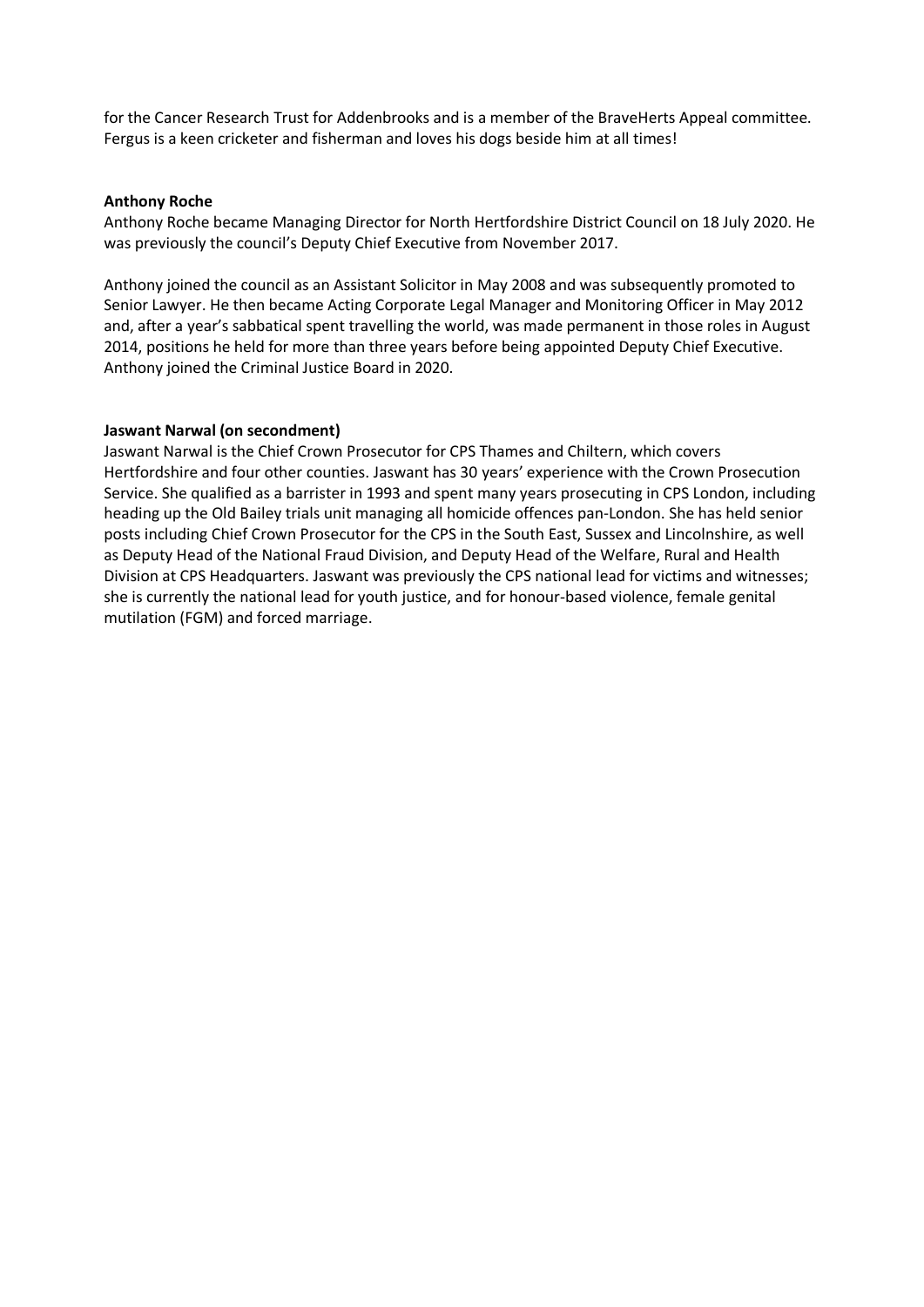for the Cancer Research Trust for Addenbrooks and is a member of the BraveHerts Appeal committee. Fergus is a keen cricketer and fisherman and loves his dogs beside him at all times!

**Anthony Roche**

Anthony Roche became Managing Director for North Hertfordshire District Council on 18 July 2020. He was previously the council's Deputy Chief Executive from November 2017.

Anthony joined the council as an Assistant Solicitor in May 2008 and was subsequently promoted to Senior Lawyer. He then became Acting Corporate Legal Manager and Monitoring Officer in May 2012 and, after a year's sabbatical spent travelling the world, was made permanent in those roles in August 2014, positions he held for more than three years before being appointed Deputy Chief Executive. Anthony joined the Criminal Justice Board in 2020.

**Jaswant Narwal (on secondment)**

Jaswant Narwal is the Chief Crown Prosecutor for CPS Thames and Chiltern, which covers Hertfordshire and four other counties. Jaswant has 30 years' experience with the Crown Prosecution Service. She qualified as a barrister in 1993 and spent many years prosecuting in CPS London, including heading up the Old Bailey trials unit managing all homicide offences pan-London. She has held senior posts including Chief Crown Prosecutor for the CPS in the South East, Sussex and Lincolnshire, as well as Deputy Head of the National Fraud Division, and Deputy Head of the Welfare, Rural and Health Division at CPS Headquarters. Jaswant was previously the CPS national lead for victims and witnesses; she is currently the national lead for youth justice, and for honour-based violence, female genital mutilation (FGM) and forced marriage.